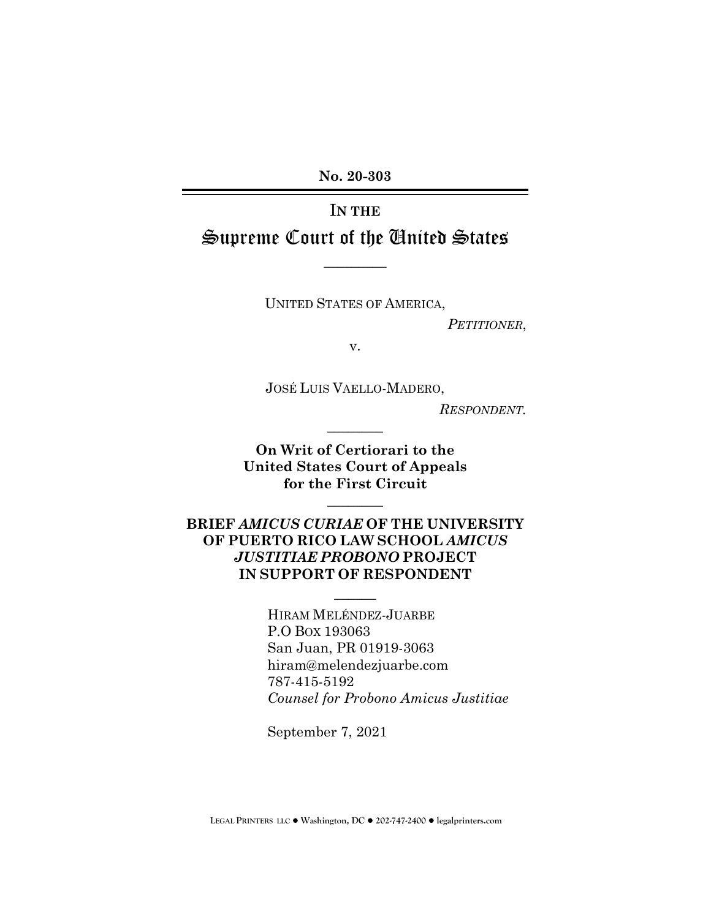**No. 20-303**

IN THE

# Supreme Court of the United States

---

UNITED STATES OF AMERICA,

*PETITIONER*,

v.

JOSÉ LUIS VAELLO-MADERO,

*RESPONDENT*.

---

**On Writ of Certiorari to the United States Court of Appeals for the First Circuit**

---

**BRIEF *AMICUS CURIAE* OF THE UNIVERSITY OF PUERTO RICO LAW SCHOOL *AMICUS JUSTITIAE PROBONO* PROJECT IN SUPPORT OF RESPONDENT**

---

HIRAM MELÉNDEZ-JUARBE
P.O BOX 193063
San Juan, PR 01919-3063
hiram@melendezjuarbe.com
787-415-5192
*Counsel for Probono Amicus Justitiae*

September 7, 2021

LEGAL PRINTERS LLC ● Washington, DC ● 202-747-2400 ● legalprinters.com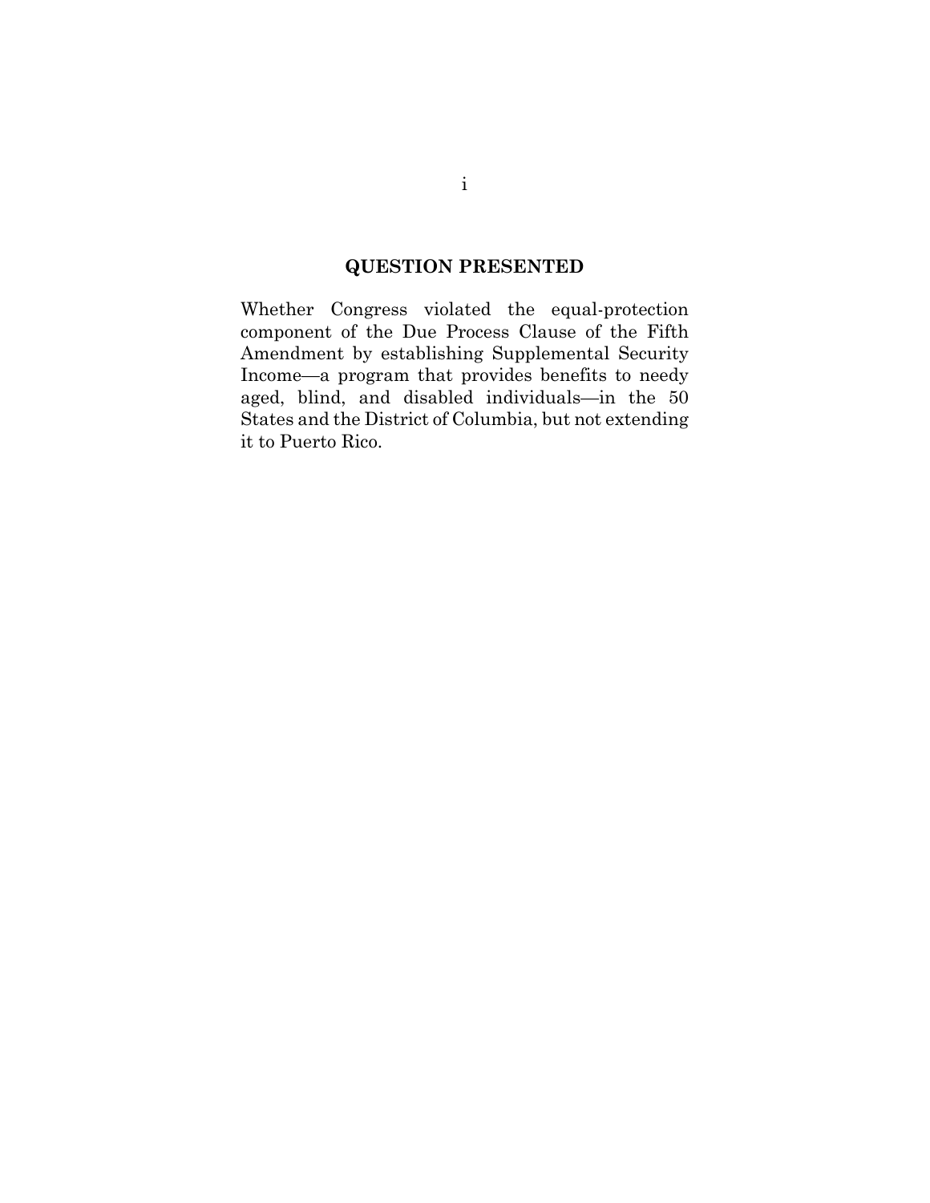## QUESTION PRESENTED

Whether Congress violated the equal-protection component of the Due Process Clause of the Fifth Amendment by establishing Supplemental Security Income—a program that provides benefits to needy aged, blind, and disabled individuals—in the 50 States and the District of Columbia, but not extending it to Puerto Rico.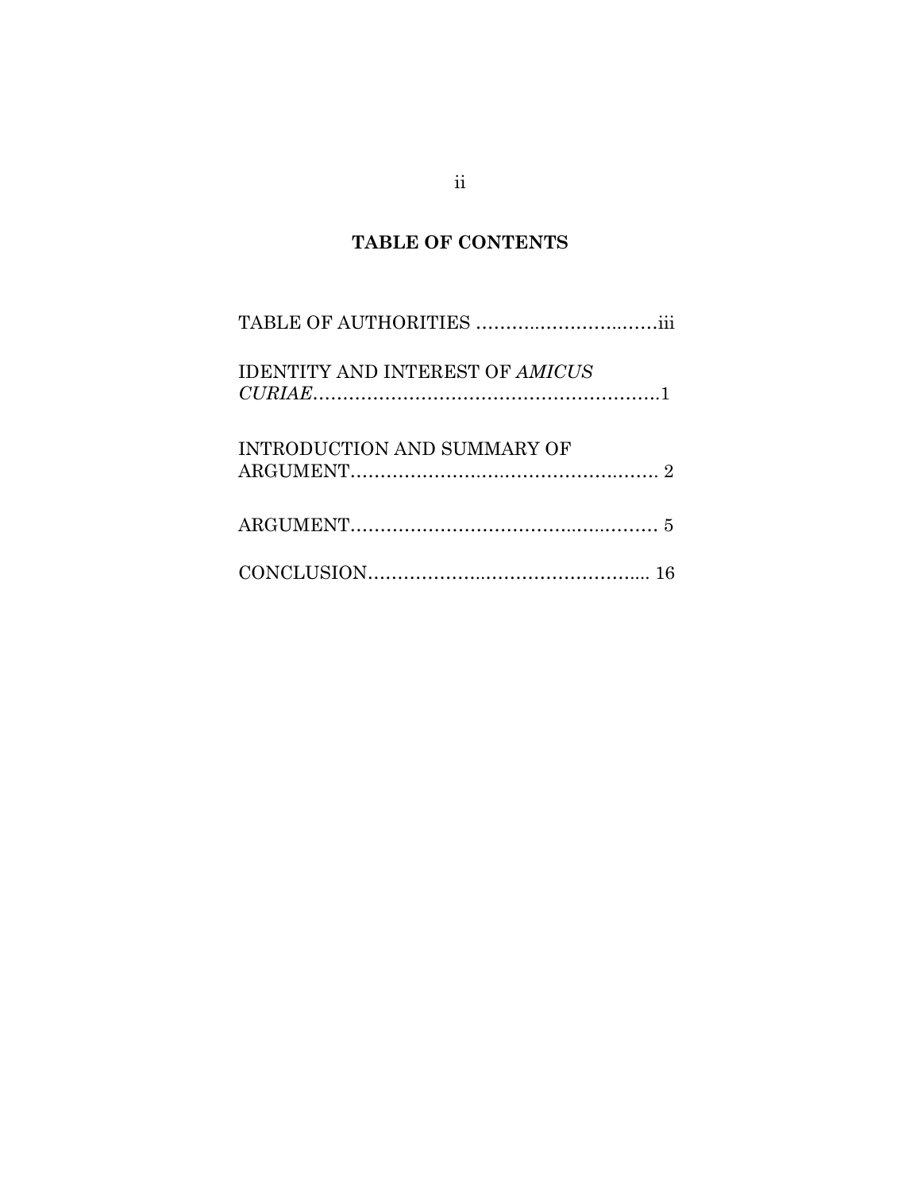## TABLE OF CONTENTS

TABLE OF AUTHORITIES ..............................iii

IDENTITY AND INTEREST OF *AMICUS CURIAE*.........................................................1

INTRODUCTION AND SUMMARY OF ARGUMENT.................................................... 2

ARGUMENT................................................... 5

CONCLUSION............................................... 16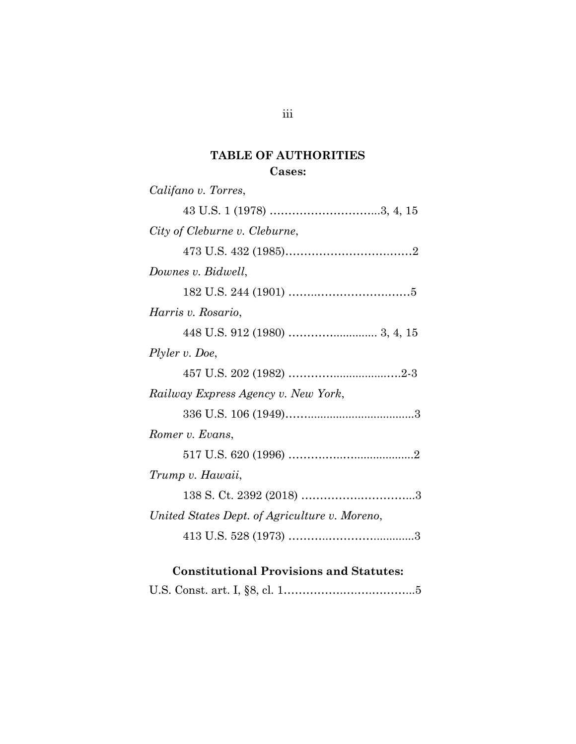## TABLE OF AUTHORITIES

### Cases:

*Califano v. Torres*,
 43 U.S. 1 (1978) ………………………...3, 4, 15

*City of Cleburne v. Cleburne*,
 473 U.S. 432 (1985)……………………………2

*Downes v. Bidwell*,
 182 U.S. 244 (1901) ……………………………5

*Harris v. Rosario*,
 448 U.S. 912 (1980) ……………............ 3, 4, 15

*Plyler v. Doe*,
 457 U.S. 202 (1982) ………….................2-3

*Railway Express Agency v. New York*,
 336 U.S. 106 (1949)…….................................3

*Romer v. Evans*,
 517 U.S. 620 (1996) ………………..................2

*Trump v. Hawaii*,
 138 S. Ct. 2392 (2018) …………………………..3

*United States Dept. of Agriculture v. Moreno*,
 413 U.S. 528 (1973) ………..……………..........3

### Constitutional Provisions and Statutes:

U.S. Const. art. I, §8, cl. 1……………………………...5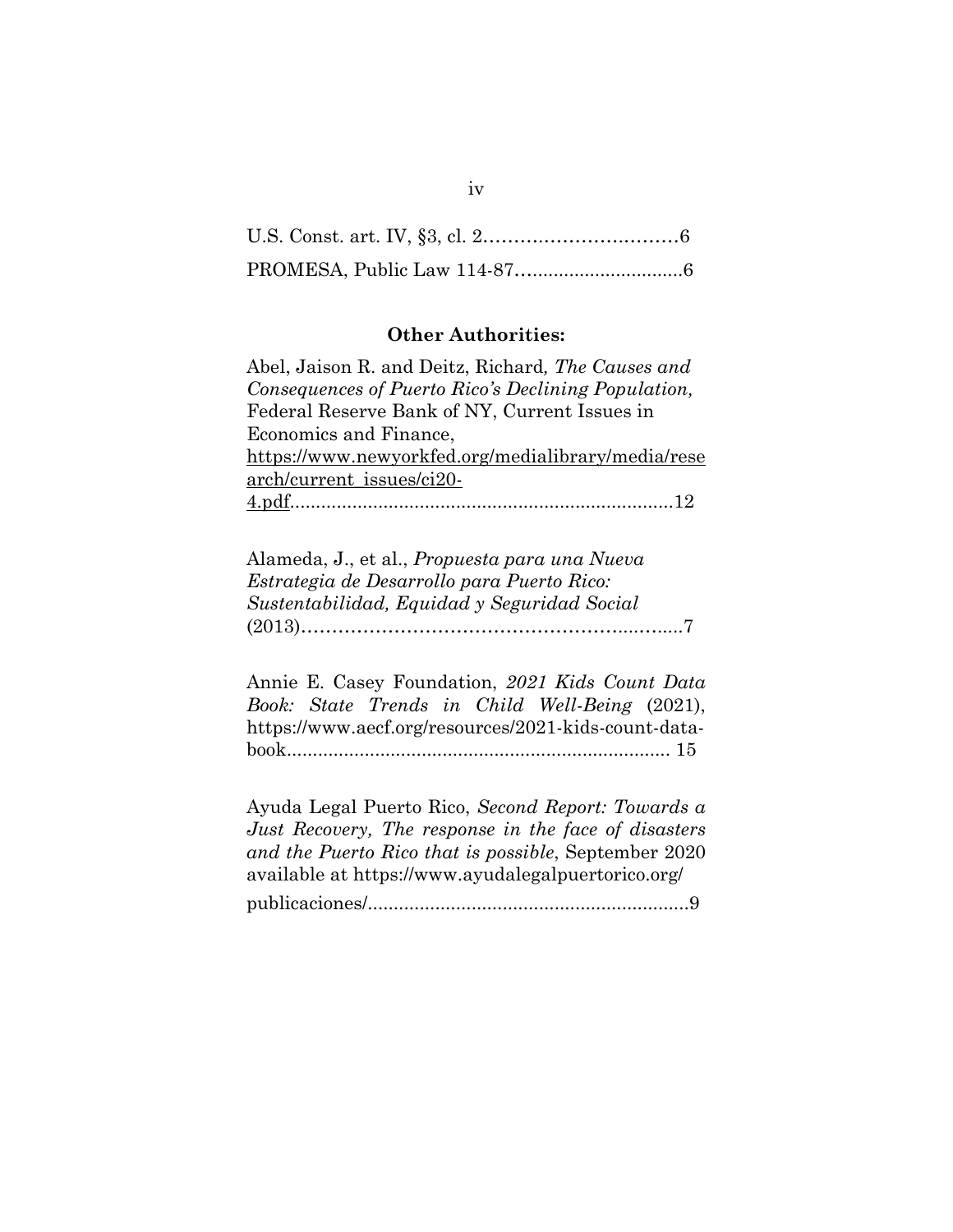U.S. Const. art. IV, §3, cl. 2……………………………6

PROMESA, Public Law 114-87…..............................6

**Other Authorities:**

Abel, Jaison R. and Deitz, Richard*, The Causes and Consequences of Puerto Rico's Declining Population,* Federal Reserve Bank of NY, Current Issues in Economics and Finance, https://www.newyorkfed.org/medialibrary/media/research/current_issues/ci20-4.pdf...........................................................................12

Alameda, J., et al., *Propuesta para una Nueva Estrategia de Desarrollo para Puerto Rico: Sustentabilidad, Equidad y Seguridad Social* (2013)……………………………………………..…....7

Annie E. Casey Foundation, *2021 Kids Count Data Book: State Trends in Child Well-Being* (2021), https://www.aecf.org/resources/2021-kids-count-data-book........................................................................... 15

Ayuda Legal Puerto Rico, *Second Report: Towards a Just Recovery, The response in the face of disasters and the Puerto Rico that is possible*, September 2020 available at https://www.ayudalegalpuertorico.org/publicaciones/...............................................................9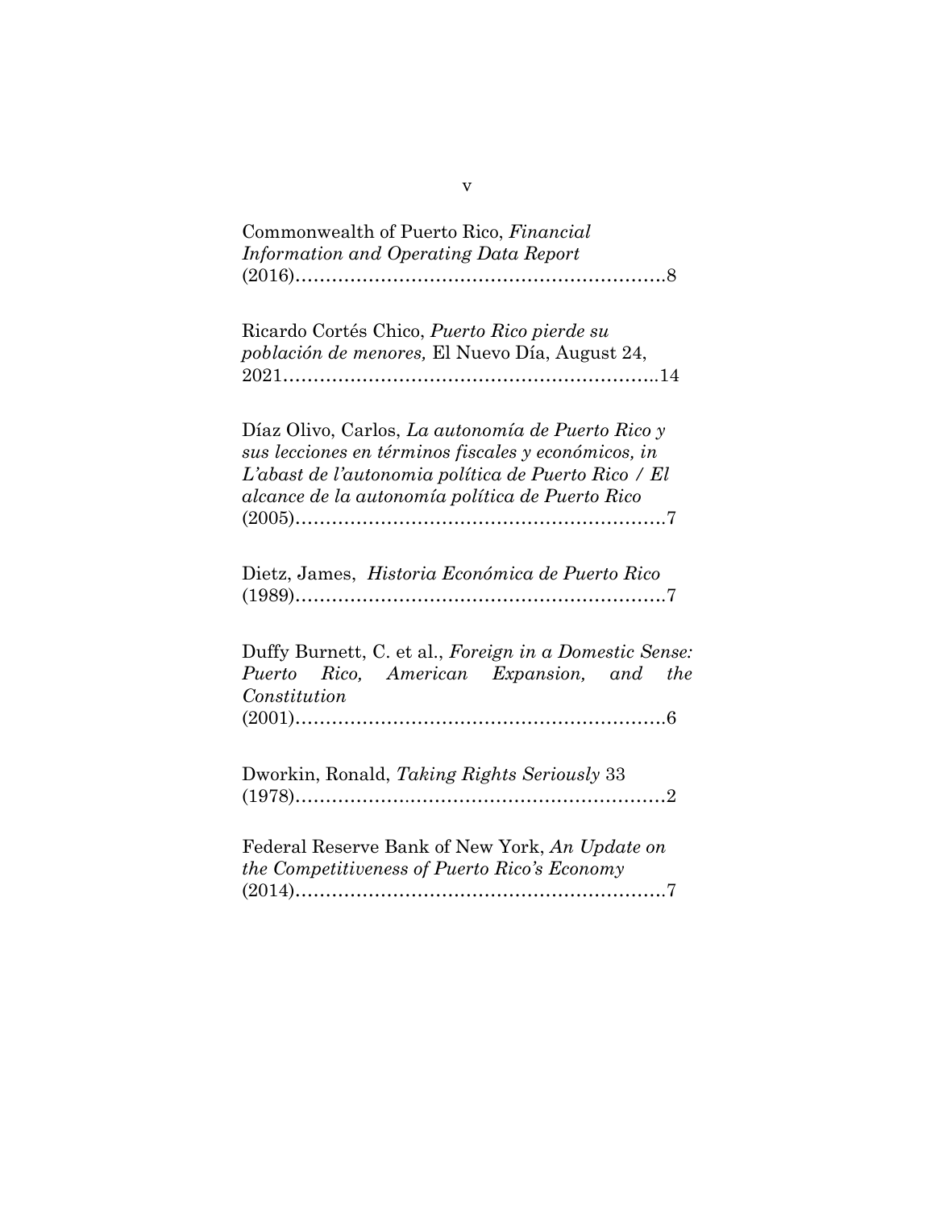Commonwealth of Puerto Rico, *Financial Information and Operating Data Report* (2016)……………………………………………………8

Ricardo Cortés Chico, *Puerto Rico pierde su población de menores,* El Nuevo Día, August 24, 2021……………………………………………………..14

Díaz Olivo, Carlos, *La autonomía de Puerto Rico y sus lecciones en términos fiscales y económicos, in L'abast de l'autonomia política de Puerto Rico / El alcance de la autonomía política de Puerto Rico* (2005)……………………………………………………7

Dietz, James, *Historia Económica de Puerto Rico* (1989)……………………………………………………7

Duffy Burnett, C. et al., *Foreign in a Domestic Sense: Puerto Rico, American Expansion, and the Constitution* (2001)……………………………………………………6

Dworkin, Ronald, *Taking Rights Seriously* 33 (1978)……………………………………………………2

Federal Reserve Bank of New York, *An Update on the Competitiveness of Puerto Rico's Economy* (2014)……………………………………………………7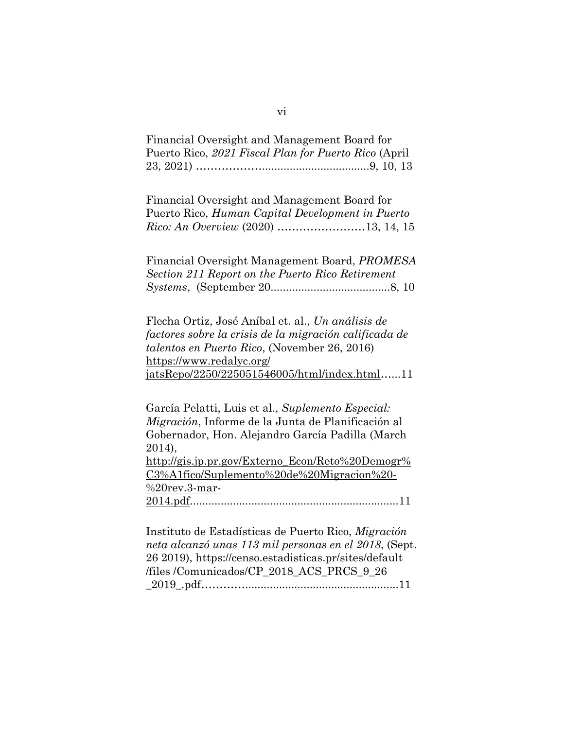Financial Oversight and Management Board for Puerto Rico, *2021 Fiscal Plan for Puerto Rico* (April 23, 2021) ……………….................................9, 10, 13

Financial Oversight and Management Board for Puerto Rico, *Human Capital Development in Puerto Rico: An Overview* (2020) ……………………13, 14, 15

Financial Oversight Management Board, *PROMESA Section 211 Report on the Puerto Rico Retirement Systems*, (September 20.......................................8, 10

Flecha Ortiz, José Aníbal et. al., *Un análisis de factores sobre la crisis de la migración calificada de talentos en Puerto Rico*, (November 26, 2016) https://www.redalyc.org/jatsRepo/2250/225051546005/html/index.html…...11

García Pelatti, Luis et al., *Suplemento Especial: Migración*, Informe de la Junta de Planificación al Gobernador, Hon. Alejandro García Padilla (March 2014), http://gis.jp.pr.gov/Externo_Econ/Reto%20Demogr%C3%A1fico/Suplemento%20de%20Migracion%20-%20rev.3-mar-2014.pdf....................................................................11

Instituto de Estadísticas de Puerto Rico, *Migración neta alcanzó unas 113 mil personas en el 2018*, (Sept. 26 2019), https://censo.estadisticas.pr/sites/default /files /Comunicados/CP_2018_ACS_PRCS_9_26 _2019_.pdf…………..........................................................11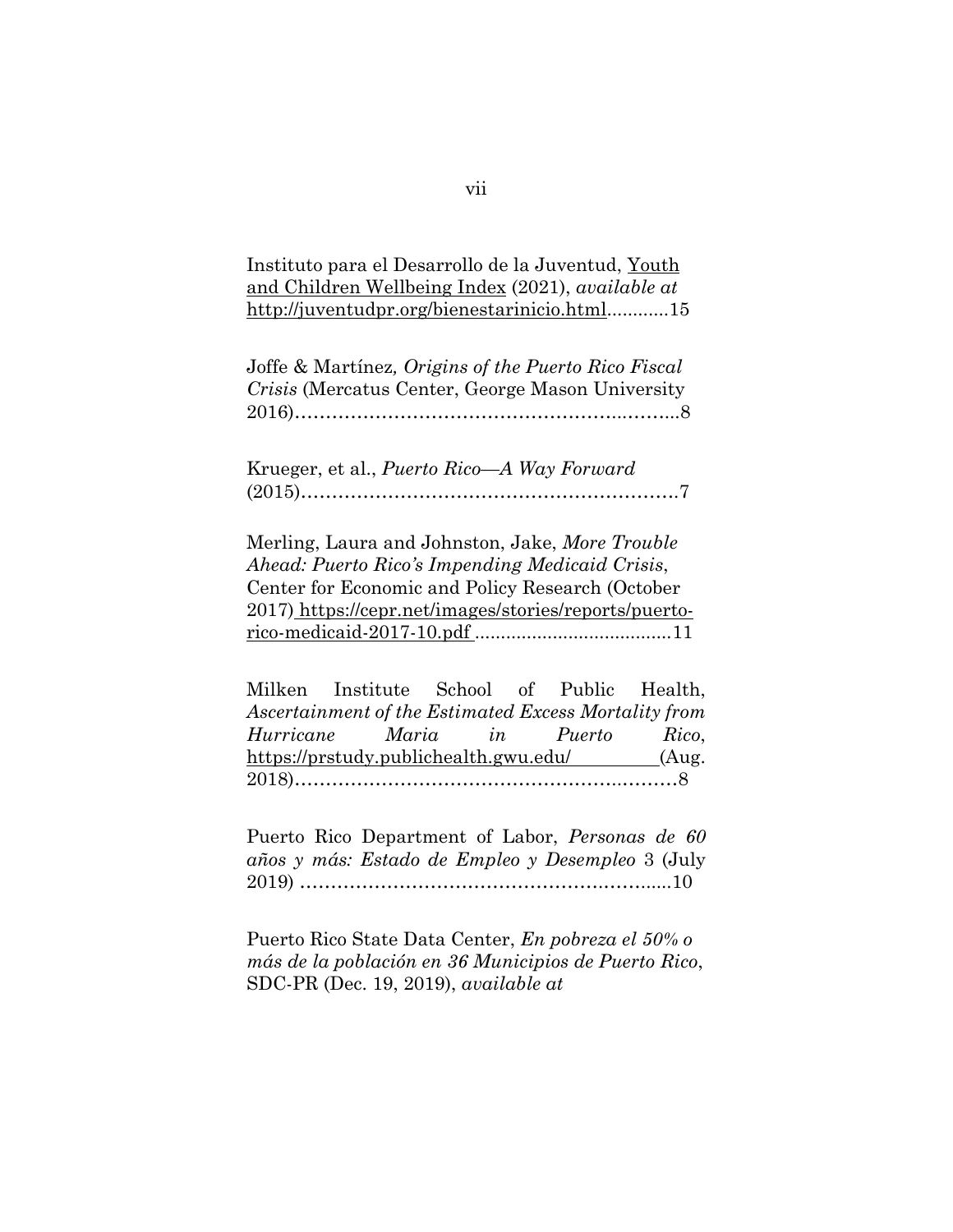Instituto para el Desarrollo de la Juventud, Youth and Children Wellbeing Index (2021), *available at* http://juventudpr.org/bienestarinicio.html............15

Joffe & Martínez*, Origins of the Puerto Rico Fiscal Crisis* (Mercatus Center, George Mason University 2016)……………………………………………..……...8

Krueger, et al., *Puerto Rico—A Way Forward* (2015)……………………………………………………7

Merling, Laura and Johnston, Jake, *More Trouble Ahead: Puerto Rico's Impending Medicaid Crisis*, Center for Economic and Policy Research (October 2017) https://cepr.net/images/stories/reports/puerto-rico-medicaid-2017-10.pdf .....................................11

Milken Institute School of Public Health, *Ascertainment of the Estimated Excess Mortality from Hurricane Maria in Puerto Rico*, https://prstudy.publichealth.gwu.edu/ (Aug. 2018)…………………………………………..………8

Puerto Rico Department of Labor, *Personas de 60 años y más: Estado de Empleo y Desempleo* 3 (July 2019) …………………………………………………....10

Puerto Rico State Data Center, *En pobreza el 50% o más de la población en 36 Municipios de Puerto Rico*, SDC-PR (Dec. 19, 2019), *available at*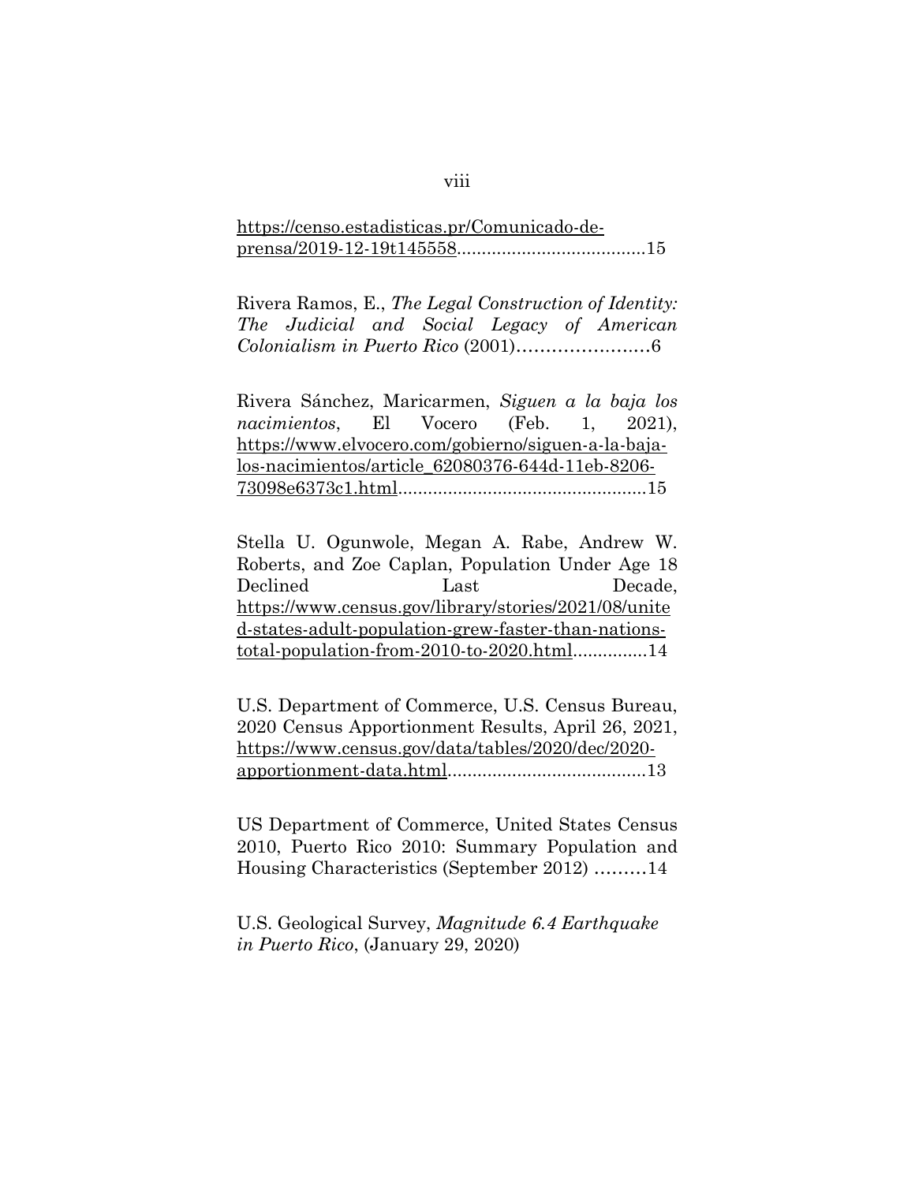https://censo.estadisticas.pr/Comunicado-de-prensa/2019-12-19t145558......................................15

Rivera Ramos, E., *The Legal Construction of Identity: The Judicial and Social Legacy of American Colonialism in Puerto Rico* (2001)……………………6

Rivera Sánchez, Maricarmen, *Siguen a la baja los nacimientos*, El Vocero (Feb. 1, 2021), https://www.elvocero.com/gobierno/siguen-a-la-baja-los-nacimientos/article_62080376-644d-11eb-8206-73098e6373c1.html..................................................15

Stella U. Ogunwole, Megan A. Rabe, Andrew W. Roberts, and Zoe Caplan, Population Under Age 18 Declined Last Decade, https://www.census.gov/library/stories/2021/08/united-states-adult-population-grew-faster-than-nations-total-population-from-2010-to-2020.html...............14

U.S. Department of Commerce, U.S. Census Bureau, 2020 Census Apportionment Results, April 26, 2021, https://www.census.gov/data/tables/2020/dec/2020-apportionment-data.html........................................13

US Department of Commerce, United States Census 2010, Puerto Rico 2010: Summary Population and Housing Characteristics (September 2012) ………14

U.S. Geological Survey, *Magnitude 6.4 Earthquake in Puerto Rico*, (January 29, 2020)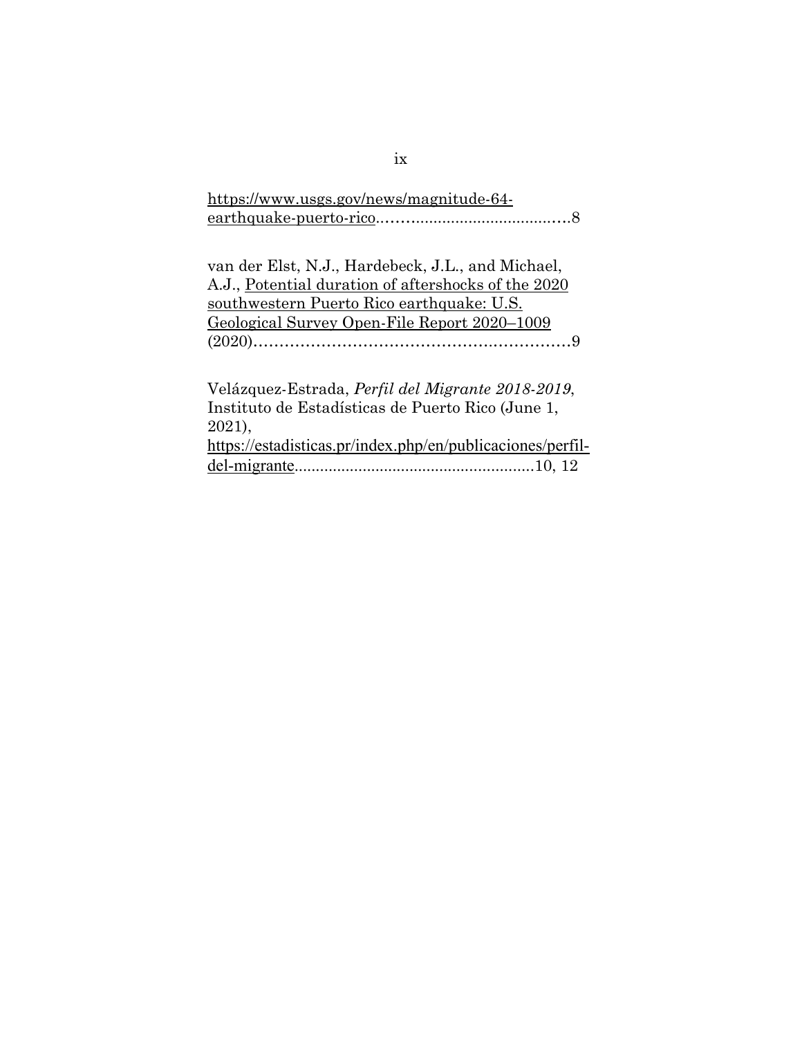https://www.usgs.gov/news/magnitude-64-earthquake-puerto-rico……....................................……8

van der Elst, N.J., Hardebeck, J.L., and Michael, A.J., Potential duration of aftershocks of the 2020 southwestern Puerto Rico earthquake: U.S. Geological Survey Open-File Report 2020–1009 (2020)……………………………………………………9

Velázquez-Estrada, *Perfil del Migrante 2018-2019*, Instituto de Estadísticas de Puerto Rico (June 1, 2021), https://estadisticas.pr/index.php/en/publicaciones/perfil-del-migrante........................................................10, 12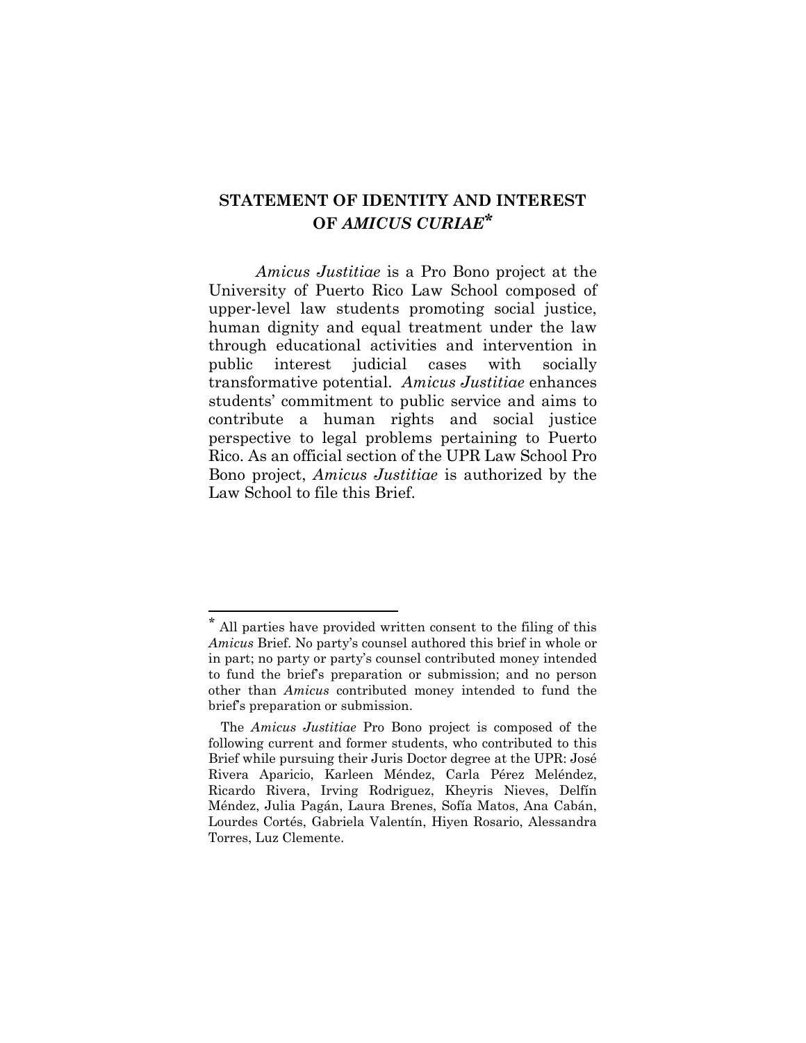## STATEMENT OF IDENTITY AND INTEREST OF *AMICUS CURIAE*[*]

*Amicus Justitiae* is a Pro Bono project at the University of Puerto Rico Law School composed of upper-level law students promoting social justice, human dignity and equal treatment under the law through educational activities and intervention in public interest judicial cases with socially transformative potential. *Amicus Justitiae* enhances students' commitment to public service and aims to contribute a human rights and social justice perspective to legal problems pertaining to Puerto Rico. As an official section of the UPR Law School Pro Bono project, *Amicus Justitiae* is authorized by the Law School to file this Brief.

---

[*] All parties have provided written consent to the filing of this *Amicus* Brief. No party's counsel authored this brief in whole or in part; no party or party's counsel contributed money intended to fund the brief's preparation or submission; and no person other than *Amicus* contributed money intended to fund the brief's preparation or submission.

The *Amicus Justitiae* Pro Bono project is composed of the following current and former students, who contributed to this Brief while pursuing their Juris Doctor degree at the UPR: José Rivera Aparicio, Karleen Méndez, Carla Pérez Meléndez, Ricardo Rivera, Irving Rodriguez, Kheyris Nieves, Delfín Méndez, Julia Pagán, Laura Brenes, Sofía Matos, Ana Cabán, Lourdes Cortés, Gabriela Valentín, Hiyen Rosario, Alessandra Torres, Luz Clemente.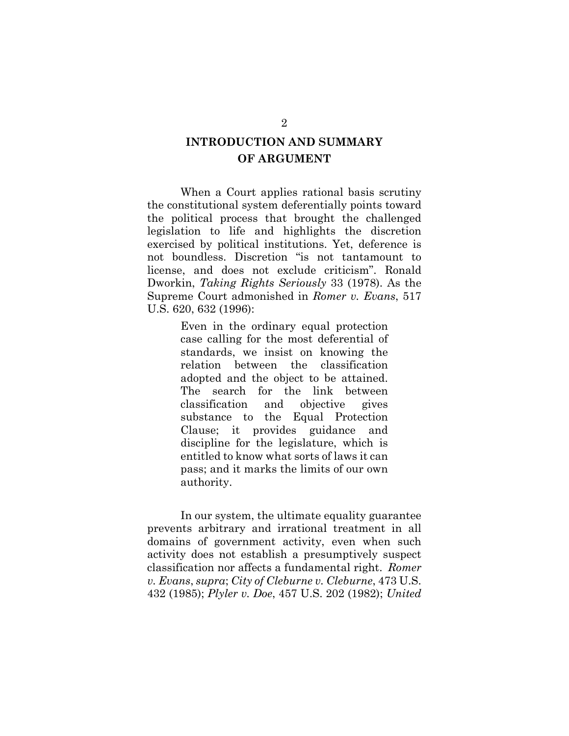## INTRODUCTION AND SUMMARY OF ARGUMENT

When a Court applies rational basis scrutiny the constitutional system deferentially points toward the political process that brought the challenged legislation to life and highlights the discretion exercised by political institutions. Yet, deference is not boundless. Discretion "is not tantamount to license, and does not exclude criticism". Ronald Dworkin, *Taking Rights Seriously* 33 (1978). As the Supreme Court admonished in *Romer v. Evans*, 517 U.S. 620, 632 (1996):

> Even in the ordinary equal protection case calling for the most deferential of standards, we insist on knowing the relation between the classification adopted and the object to be attained. The search for the link between classification and objective gives substance to the Equal Protection Clause; it provides guidance and discipline for the legislature, which is entitled to know what sorts of laws it can pass; and it marks the limits of our own authority.

In our system, the ultimate equality guarantee prevents arbitrary and irrational treatment in all domains of government activity, even when such activity does not establish a presumptively suspect classification nor affects a fundamental right. *Romer v. Evans*, *supra*; *City of Cleburne v. Cleburne*, 473 U.S. 432 (1985); *Plyler v. Doe*, 457 U.S. 202 (1982); *United*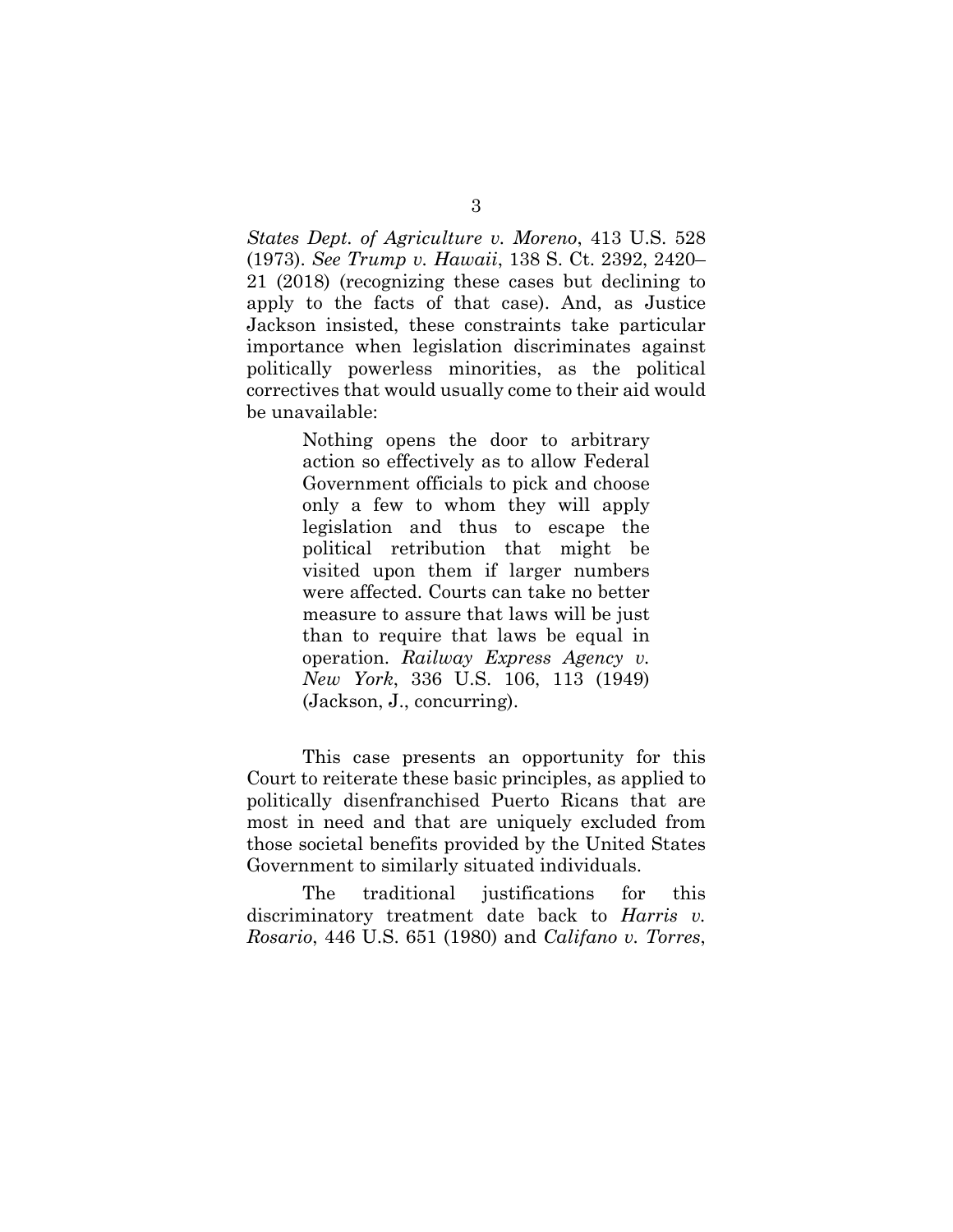*States Dept. of Agriculture v. Moreno*, 413 U.S. 528 (1973). *See Trump v. Hawaii*, 138 S. Ct. 2392, 2420–21 (2018) (recognizing these cases but declining to apply to the facts of that case). And, as Justice Jackson insisted, these constraints take particular importance when legislation discriminates against politically powerless minorities, as the political correctives that would usually come to their aid would be unavailable:

> Nothing opens the door to arbitrary action so effectively as to allow Federal Government officials to pick and choose only a few to whom they will apply legislation and thus to escape the political retribution that might be visited upon them if larger numbers were affected. Courts can take no better measure to assure that laws will be just than to require that laws be equal in operation. *Railway Express Agency v. New York*, 336 U.S. 106, 113 (1949) (Jackson, J., concurring).

This case presents an opportunity for this Court to reiterate these basic principles, as applied to politically disenfranchised Puerto Ricans that are most in need and that are uniquely excluded from those societal benefits provided by the United States Government to similarly situated individuals.

The traditional justifications for this discriminatory treatment date back to *Harris v. Rosario*, 446 U.S. 651 (1980) and *Califano v. Torres*,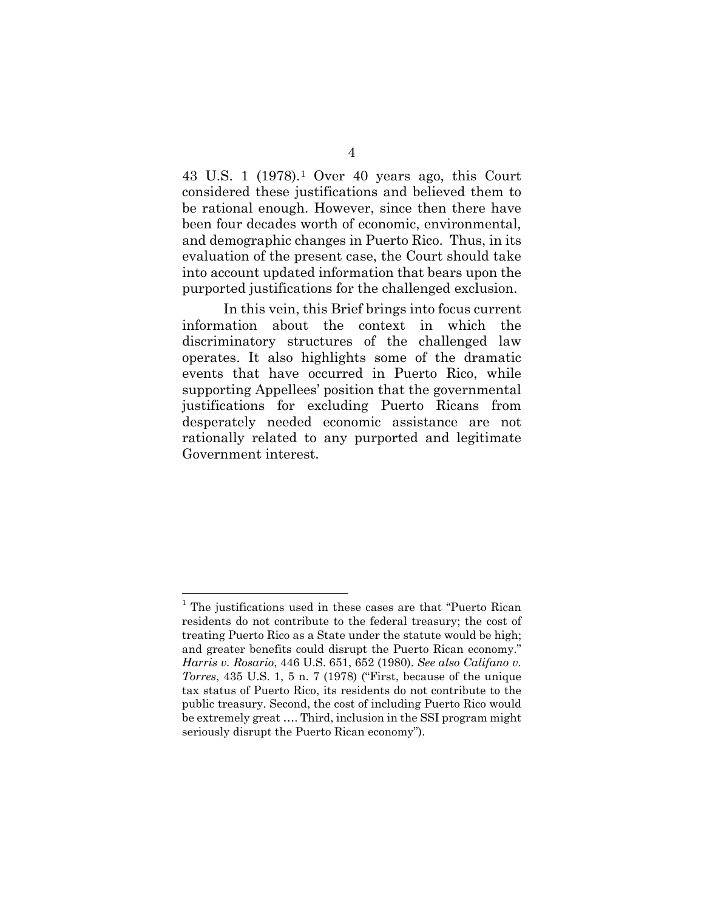43 U.S. 1 (1978).[1] Over 40 years ago, this Court considered these justifications and believed them to be rational enough. However, since then there have been four decades worth of economic, environmental, and demographic changes in Puerto Rico. Thus, in its evaluation of the present case, the Court should take into account updated information that bears upon the purported justifications for the challenged exclusion.

In this vein, this Brief brings into focus current information about the context in which the discriminatory structures of the challenged law operates. It also highlights some of the dramatic events that have occurred in Puerto Rico, while supporting Appellees' position that the governmental justifications for excluding Puerto Ricans from desperately needed economic assistance are not rationally related to any purported and legitimate Government interest.

---

[1] The justifications used in these cases are that "Puerto Rican residents do not contribute to the federal treasury; the cost of treating Puerto Rico as a State under the statute would be high; and greater benefits could disrupt the Puerto Rican economy." *Harris v. Rosario*, 446 U.S. 651, 652 (1980). *See also Califano v. Torres*, 435 U.S. 1, 5 n. 7 (1978) ("First, because of the unique tax status of Puerto Rico, its residents do not contribute to the public treasury. Second, the cost of including Puerto Rico would be extremely great .... Third, inclusion in the SSI program might seriously disrupt the Puerto Rican economy").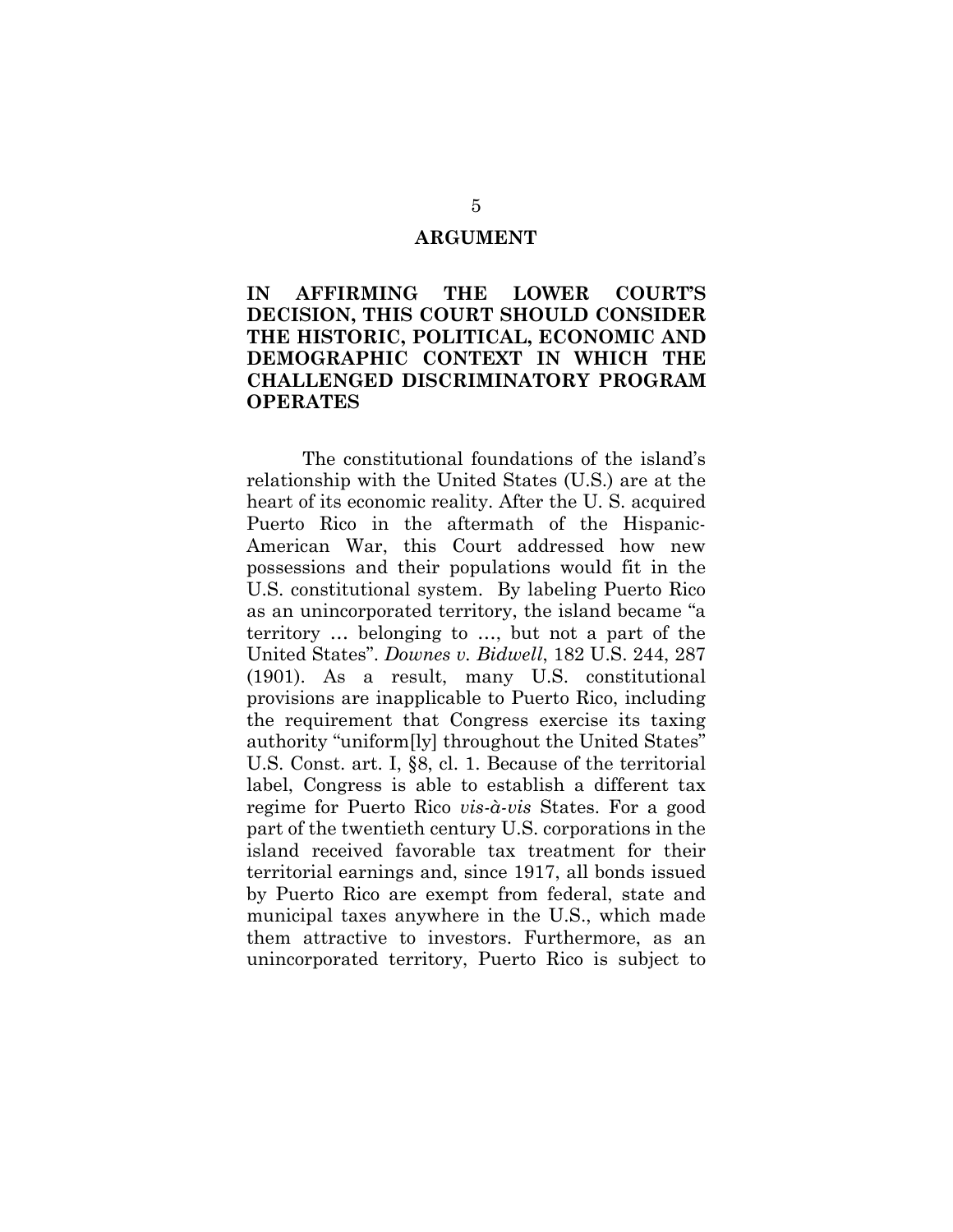## ARGUMENT

### IN AFFIRMING THE LOWER COURT'S DECISION, THIS COURT SHOULD CONSIDER THE HISTORIC, POLITICAL, ECONOMIC AND DEMOGRAPHIC CONTEXT IN WHICH THE CHALLENGED DISCRIMINATORY PROGRAM OPERATES

The constitutional foundations of the island's relationship with the United States (U.S.) are at the heart of its economic reality. After the U. S. acquired Puerto Rico in the aftermath of the Hispanic-American War, this Court addressed how new possessions and their populations would fit in the U.S. constitutional system. By labeling Puerto Rico as an unincorporated territory, the island became "a territory … belonging to …, but not a part of the United States". *Downes v. Bidwell*, 182 U.S. 244, 287 (1901). As a result, many U.S. constitutional provisions are inapplicable to Puerto Rico, including the requirement that Congress exercise its taxing authority "uniform[ly] throughout the United States" U.S. Const. art. I, §8, cl. 1. Because of the territorial label, Congress is able to establish a different tax regime for Puerto Rico *vis-à-vis* States. For a good part of the twentieth century U.S. corporations in the island received favorable tax treatment for their territorial earnings and, since 1917, all bonds issued by Puerto Rico are exempt from federal, state and municipal taxes anywhere in the U.S., which made them attractive to investors. Furthermore, as an unincorporated territory, Puerto Rico is subject to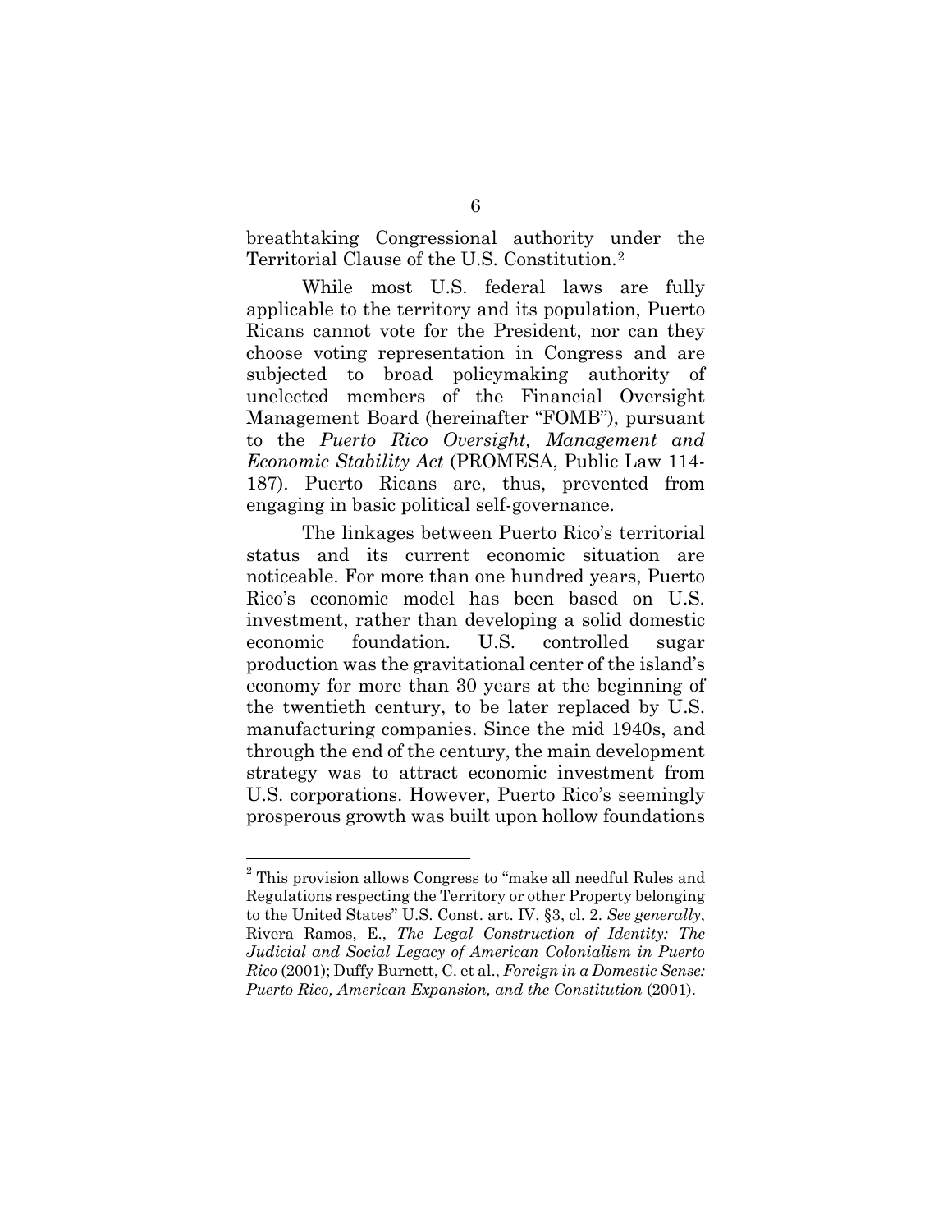breathtaking Congressional authority under the Territorial Clause of the U.S. Constitution.[2]

While most U.S. federal laws are fully applicable to the territory and its population, Puerto Ricans cannot vote for the President, nor can they choose voting representation in Congress and are subjected to broad policymaking authority of unelected members of the Financial Oversight Management Board (hereinafter "FOMB"), pursuant to the *Puerto Rico Oversight, Management and Economic Stability Act* (PROMESA, Public Law 114-187). Puerto Ricans are, thus, prevented from engaging in basic political self-governance.

The linkages between Puerto Rico's territorial status and its current economic situation are noticeable. For more than one hundred years, Puerto Rico's economic model has been based on U.S. investment, rather than developing a solid domestic economic foundation. U.S. controlled sugar production was the gravitational center of the island's economy for more than 30 years at the beginning of the twentieth century, to be later replaced by U.S. manufacturing companies. Since the mid 1940s, and through the end of the century, the main development strategy was to attract economic investment from U.S. corporations. However, Puerto Rico's seemingly prosperous growth was built upon hollow foundations

[2] This provision allows Congress to "make all needful Rules and Regulations respecting the Territory or other Property belonging to the United States" U.S. Const. art. IV, §3, cl. 2. *See generally*, Rivera Ramos, E., *The Legal Construction of Identity: The Judicial and Social Legacy of American Colonialism in Puerto Rico* (2001); Duffy Burnett, C. et al., *Foreign in a Domestic Sense: Puerto Rico, American Expansion, and the Constitution* (2001).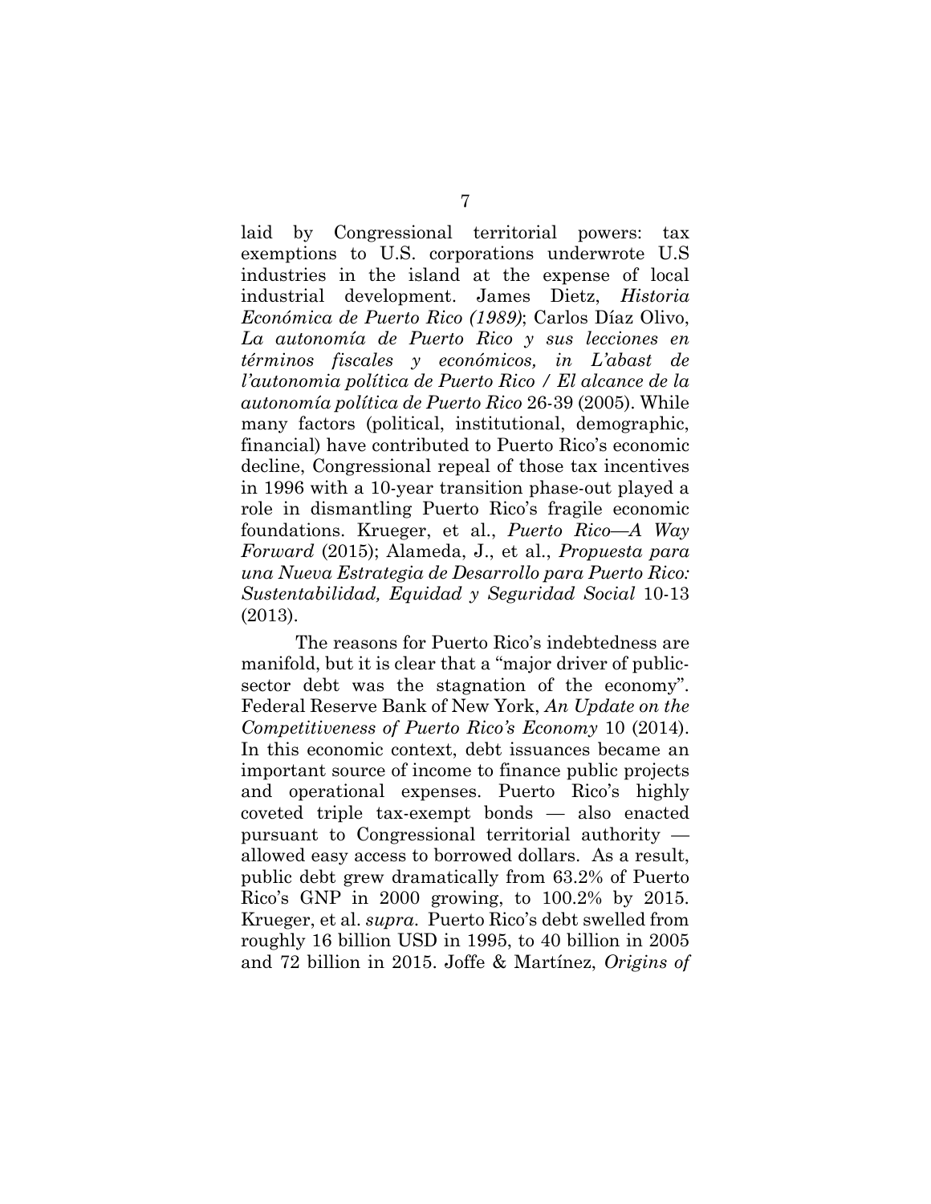laid by Congressional territorial powers: tax exemptions to U.S. corporations underwrote U.S industries in the island at the expense of local industrial development. James Dietz, *Historia Económica de Puerto Rico (1989)*; Carlos Díaz Olivo, *La autonomía de Puerto Rico y sus lecciones en términos fiscales y económicos, in L'abast de l'autonomia política de Puerto Rico / El alcance de la autonomía política de Puerto Rico* 26-39 (2005). While many factors (political, institutional, demographic, financial) have contributed to Puerto Rico's economic decline, Congressional repeal of those tax incentives in 1996 with a 10-year transition phase-out played a role in dismantling Puerto Rico's fragile economic foundations. Krueger, et al., *Puerto Rico—A Way Forward* (2015); Alameda, J., et al., *Propuesta para una Nueva Estrategia de Desarrollo para Puerto Rico: Sustentabilidad, Equidad y Seguridad Social* 10-13 (2013).

The reasons for Puerto Rico's indebtedness are manifold, but it is clear that a "major driver of public-sector debt was the stagnation of the economy". Federal Reserve Bank of New York, *An Update on the Competitiveness of Puerto Rico's Economy* 10 (2014). In this economic context, debt issuances became an important source of income to finance public projects and operational expenses. Puerto Rico's highly coveted triple tax-exempt bonds — also enacted pursuant to Congressional territorial authority — allowed easy access to borrowed dollars. As a result, public debt grew dramatically from 63.2% of Puerto Rico's GNP in 2000 growing, to 100.2% by 2015. Krueger, et al. *supra*. Puerto Rico's debt swelled from roughly 16 billion USD in 1995, to 40 billion in 2005 and 72 billion in 2015. Joffe & Martínez, *Origins of*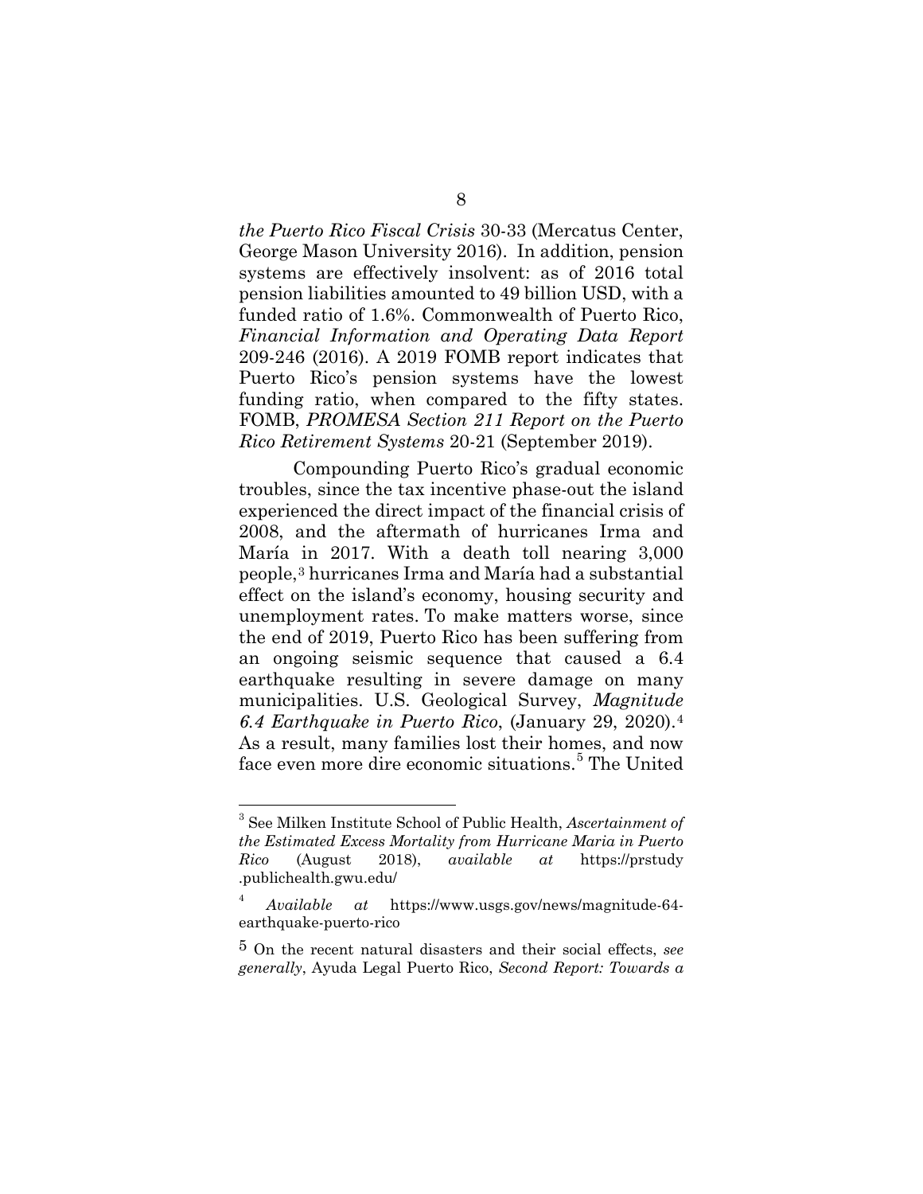*the Puerto Rico Fiscal Crisis* 30-33 (Mercatus Center, George Mason University 2016). In addition, pension systems are effectively insolvent: as of 2016 total pension liabilities amounted to 49 billion USD, with a funded ratio of 1.6%. Commonwealth of Puerto Rico, *Financial Information and Operating Data Report* 209-246 (2016). A 2019 FOMB report indicates that Puerto Rico's pension systems have the lowest funding ratio, when compared to the fifty states. FOMB, *PROMESA Section 211 Report on the Puerto Rico Retirement Systems* 20-21 (September 2019).

Compounding Puerto Rico's gradual economic troubles, since the tax incentive phase-out the island experienced the direct impact of the financial crisis of 2008, and the aftermath of hurricanes Irma and María in 2017. With a death toll nearing 3,000 people,[3] hurricanes Irma and María had a substantial effect on the island's economy, housing security and unemployment rates. To make matters worse, since the end of 2019, Puerto Rico has been suffering from an ongoing seismic sequence that caused a 6.4 earthquake resulting in severe damage on many municipalities. U.S. Geological Survey, *Magnitude 6.4 Earthquake in Puerto Rico*, (January 29, 2020).[4] As a result, many families lost their homes, and now face even more dire economic situations.[5] The United

---

[3] See Milken Institute School of Public Health, *Ascertainment of the Estimated Excess Mortality from Hurricane Maria in Puerto Rico* (August 2018), *available at* https://prstudy.publichealth.gwu.edu/

[4] *Available at* https://www.usgs.gov/news/magnitude-64-earthquake-puerto-rico

[5] On the recent natural disasters and their social effects, *see generally*, Ayuda Legal Puerto Rico, *Second Report: Towards a*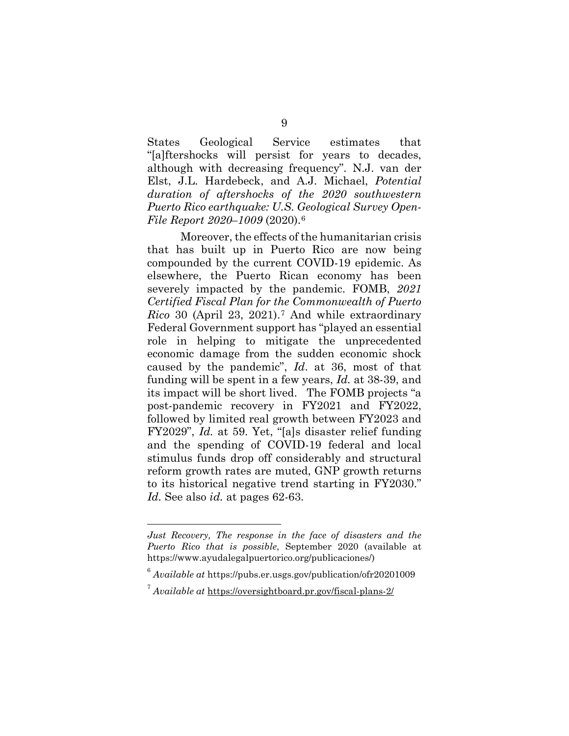States Geological Service estimates that "[a]ftershocks will persist for years to decades, although with decreasing frequency". N.J. van der Elst, J.L. Hardebeck, and A.J. Michael, *Potential duration of aftershocks of the 2020 southwestern Puerto Rico earthquake: U.S. Geological Survey Open-File Report 2020–1009* (2020).[6]

Moreover, the effects of the humanitarian crisis that has built up in Puerto Rico are now being compounded by the current COVID-19 epidemic. As elsewhere, the Puerto Rican economy has been severely impacted by the pandemic. FOMB, *2021 Certified Fiscal Plan for the Commonwealth of Puerto Rico* 30 (April 23, 2021).[7] And while extraordinary Federal Government support has "played an essential role in helping to mitigate the unprecedented economic damage from the sudden economic shock caused by the pandemic", *Id*. at 36, most of that funding will be spent in a few years, *Id.* at 38-39, and its impact will be short lived. The FOMB projects "a post-pandemic recovery in FY2021 and FY2022, followed by limited real growth between FY2023 and FY2029", *Id.* at 59. Yet, "[a]s disaster relief funding and the spending of COVID-19 federal and local stimulus funds drop off considerably and structural reform growth rates are muted, GNP growth returns to its historical negative trend starting in FY2030." *Id.* See also *id.* at pages 62-63.

---

*Just Recovery, The response in the face of disasters and the Puerto Rico that is possible*, September 2020 (available at https://www.ayudalegalpuertorico.org/publicaciones/)

[6] *Available at* https://pubs.er.usgs.gov/publication/ofr20201009

[7] *Available at* https://oversightboard.pr.gov/fiscal-plans-2/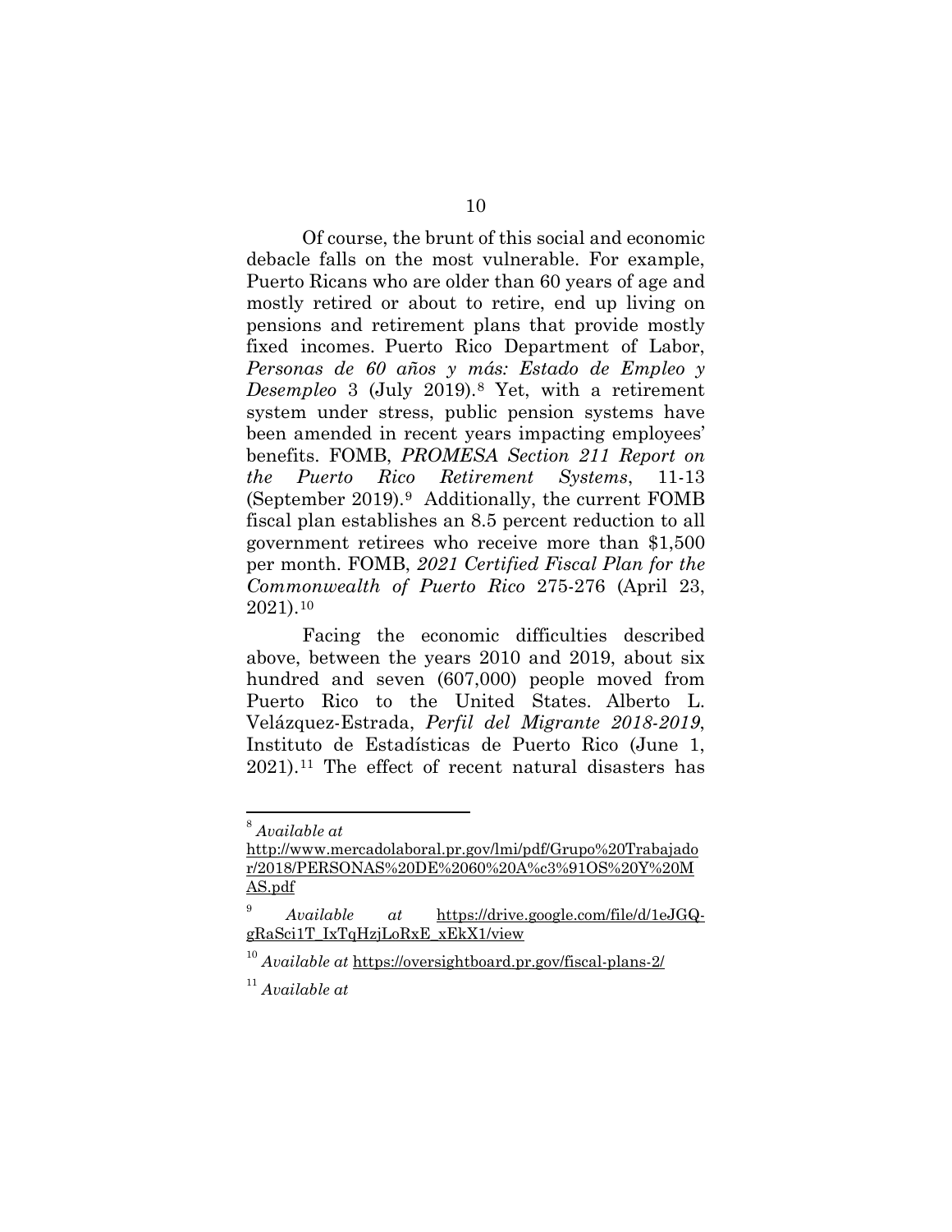Of course, the brunt of this social and economic debacle falls on the most vulnerable. For example, Puerto Ricans who are older than 60 years of age and mostly retired or about to retire, end up living on pensions and retirement plans that provide mostly fixed incomes. Puerto Rico Department of Labor, *Personas de 60 años y más: Estado de Empleo y Desempleo* 3 (July 2019).[8] Yet, with a retirement system under stress, public pension systems have been amended in recent years impacting employees' benefits. FOMB, *PROMESA Section 211 Report on the Puerto Rico Retirement Systems*, 11-13 (September 2019).[9] Additionally, the current FOMB fiscal plan establishes an 8.5 percent reduction to all government retirees who receive more than $1,500 per month. FOMB, *2021 Certified Fiscal Plan for the Commonwealth of Puerto Rico* 275-276 (April 23, 2021).[10]

Facing the economic difficulties described above, between the years 2010 and 2019, about six hundred and seven (607,000) people moved from Puerto Rico to the United States. Alberto L. Velázquez-Estrada, *Perfil del Migrante 2018-2019*, Instituto de Estadísticas de Puerto Rico (June 1, 2021).[11] The effect of recent natural disasters has

---

[8] *Available at* http://www.mercadolaboral.pr.gov/lmi/pdf/Grupo%20Trabajador/2018/PERSONAS%20DE%2060%20A%c3%91OS%20Y%20MAS.pdf

[9] *Available at* https://drive.google.com/file/d/1eJGQ-gRaSci1T_IxTqHzjLoRxE_xEkX1/view

[10] *Available at* https://oversightboard.pr.gov/fiscal-plans-2/

[11] *Available at*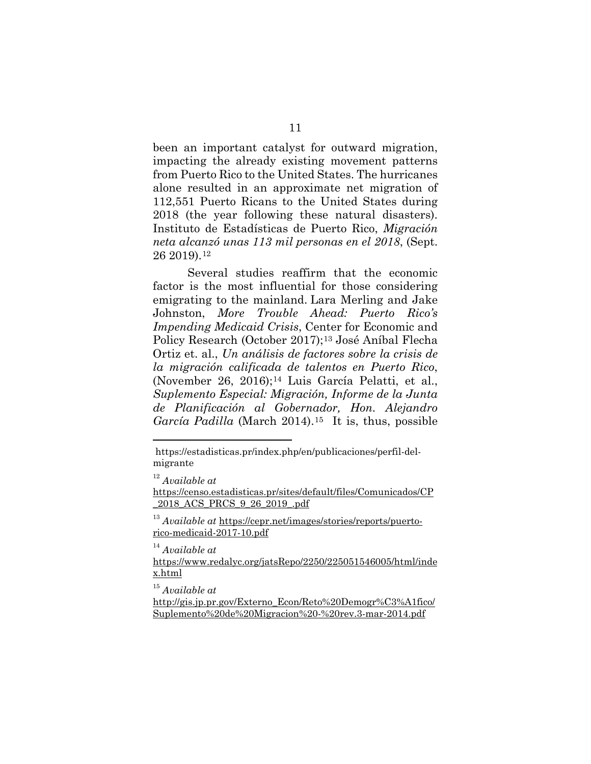been an important catalyst for outward migration, impacting the already existing movement patterns from Puerto Rico to the United States. The hurricanes alone resulted in an approximate net migration of 112,551 Puerto Ricans to the United States during 2018 (the year following these natural disasters). Instituto de Estadísticas de Puerto Rico, *Migración neta alcanzó unas 113 mil personas en el 2018*, (Sept. 26 2019).[12]

Several studies reaffirm that the economic factor is the most influential for those considering emigrating to the mainland. Lara Merling and Jake Johnston, *More Trouble Ahead: Puerto Rico's Impending Medicaid Crisis*, Center for Economic and Policy Research (October 2017);[13] José Aníbal Flecha Ortiz et. al., *Un análisis de factores sobre la crisis de la migración calificada de talentos en Puerto Rico*, (November 26, 2016);[14] Luis García Pelatti, et al., *Suplemento Especial: Migración, Informe de la Junta de Planificación al Gobernador, Hon. Alejandro García Padilla* (March 2014).[15] It is, thus, possible

---

https://estadisticas.pr/index.php/en/publicaciones/perfil-del-migrante

[12] *Available at* https://censo.estadisticas.pr/sites/default/files/Comunicados/CP_2018_ACS_PRCS_9_26_2019_.pdf

[13] *Available at* https://cepr.net/images/stories/reports/puerto-rico-medicaid-2017-10.pdf

[14] *Available at* https://www.redalyc.org/jatsRepo/2250/225051546005/html/index.html

[15] *Available at* http://gis.jp.pr.gov/Externo_Econ/Reto%20Demogr%C3%A1fico/Suplemento%20de%20Migracion%20-%20rev.3-mar-2014.pdf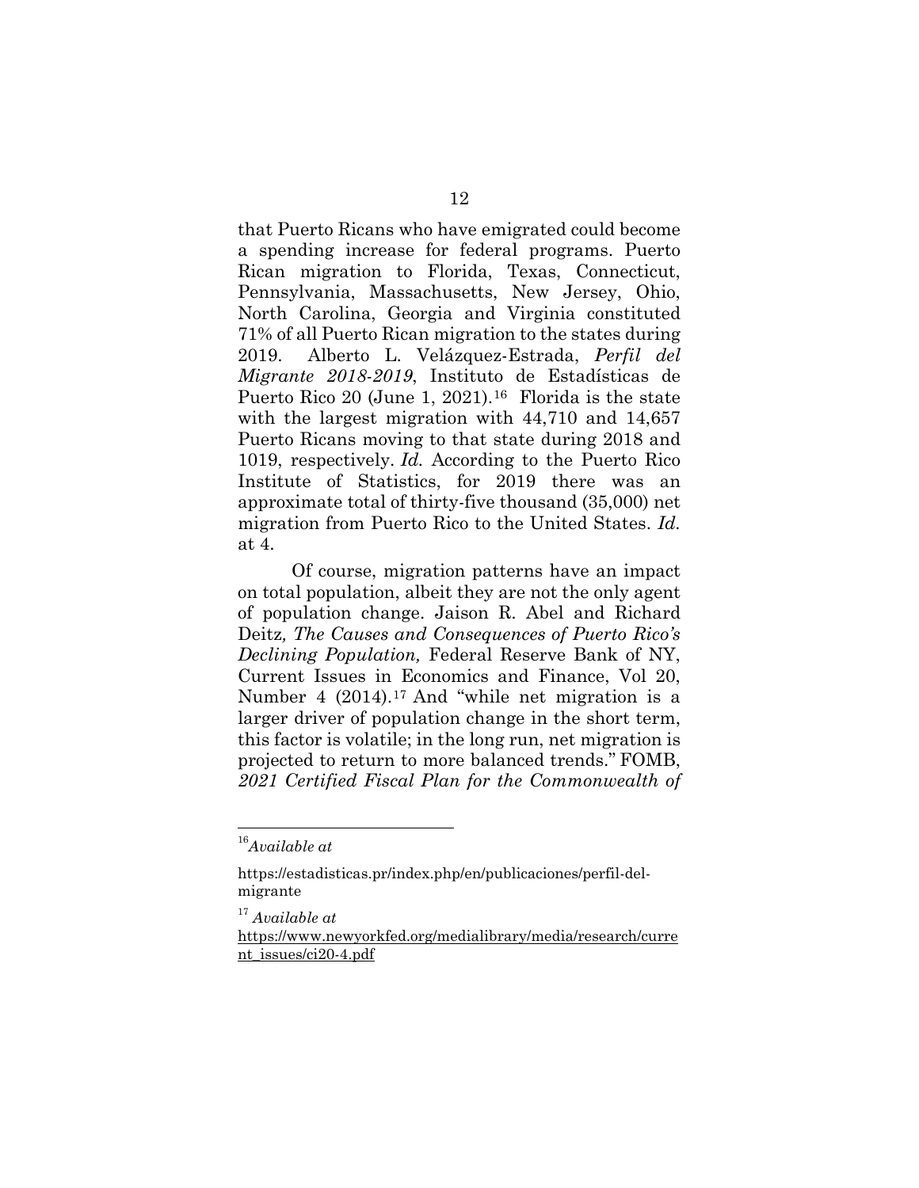that Puerto Ricans who have emigrated could become a spending increase for federal programs. Puerto Rican migration to Florida, Texas, Connecticut, Pennsylvania, Massachusetts, New Jersey, Ohio, North Carolina, Georgia and Virginia constituted 71% of all Puerto Rican migration to the states during 2019. Alberto L. Velázquez-Estrada, *Perfil del Migrante 2018-2019*, Instituto de Estadísticas de Puerto Rico 20 (June 1, 2021).[16] Florida is the state with the largest migration with 44,710 and 14,657 Puerto Ricans moving to that state during 2018 and 1019, respectively. *Id.* According to the Puerto Rico Institute of Statistics, for 2019 there was an approximate total of thirty-five thousand (35,000) net migration from Puerto Rico to the United States. *Id.* at 4.

Of course, migration patterns have an impact on total population, albeit they are not the only agent of population change. Jaison R. Abel and Richard Deitz, *The Causes and Consequences of Puerto Rico's Declining Population,* Federal Reserve Bank of NY, Current Issues in Economics and Finance, Vol 20, Number 4 (2014).[17] And "while net migration is a larger driver of population change in the short term, this factor is volatile; in the long run, net migration is projected to return to more balanced trends." FOMB, *2021 Certified Fiscal Plan for the Commonwealth of*

---

[16] *Available at*

https://estadisticas.pr/index.php/en/publicaciones/perfil-del-migrante

[17] *Available at*
https://www.newyorkfed.org/medialibrary/media/research/current_issues/ci20-4.pdf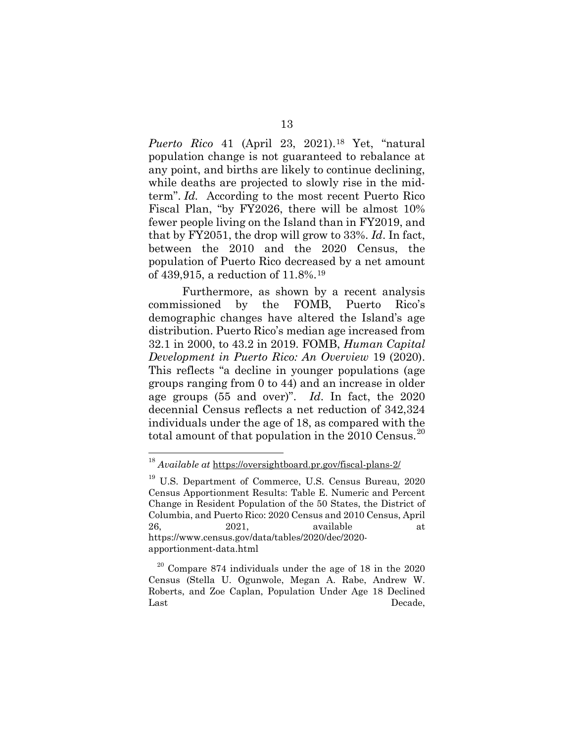*Puerto Rico* 41 (April 23, 2021).[18] Yet, "natural population change is not guaranteed to rebalance at any point, and births are likely to continue declining, while deaths are projected to slowly rise in the mid-term". *Id.* According to the most recent Puerto Rico Fiscal Plan, "by FY2026, there will be almost 10% fewer people living on the Island than in FY2019, and that by FY2051, the drop will grow to 33%. *Id*. In fact, between the 2010 and the 2020 Census, the population of Puerto Rico decreased by a net amount of 439,915, a reduction of 11.8%.[19]

Furthermore, as shown by a recent analysis commissioned by the FOMB, Puerto Rico's demographic changes have altered the Island's age distribution. Puerto Rico's median age increased from 32.1 in 2000, to 43.2 in 2019. FOMB, *Human Capital Development in Puerto Rico: An Overview* 19 (2020). This reflects "a decline in younger populations (age groups ranging from 0 to 44) and an increase in older age groups (55 and over)". *Id*. In fact, the 2020 decennial Census reflects a net reduction of 342,324 individuals under the age of 18, as compared with the total amount of that population in the 2010 Census.[20]

---

[18] *Available at* https://oversightboard.pr.gov/fiscal-plans-2/

[19] U.S. Department of Commerce, U.S. Census Bureau, 2020 Census Apportionment Results: Table E. Numeric and Percent Change in Resident Population of the 50 States, the District of Columbia, and Puerto Rico: 2020 Census and 2010 Census, April 26, 2021, available at https://www.census.gov/data/tables/2020/dec/2020-apportionment-data.html

[20] Compare 874 individuals under the age of 18 in the 2020 Census (Stella U. Ogunwole, Megan A. Rabe, Andrew W. Roberts, and Zoe Caplan, Population Under Age 18 Declined Last Decade,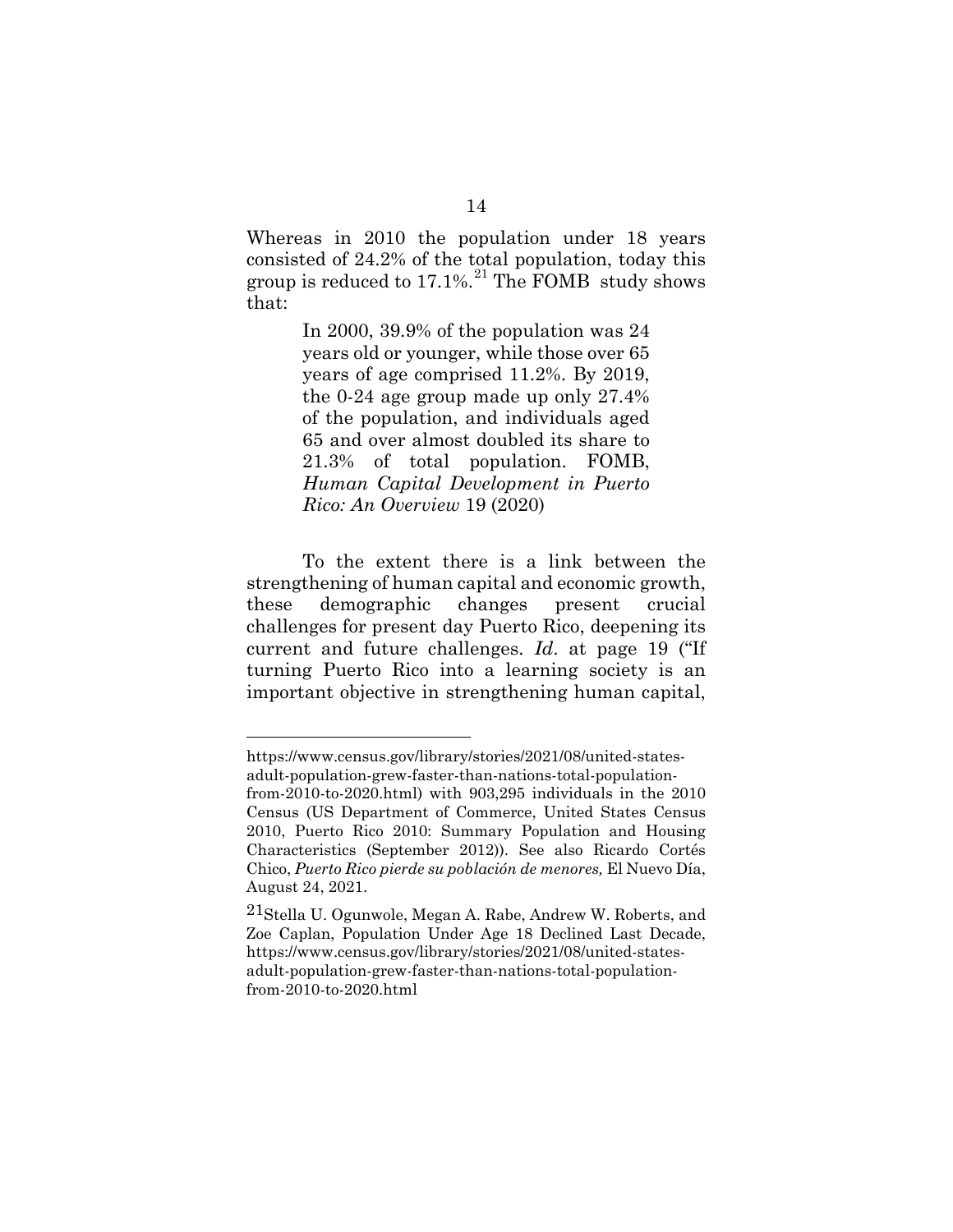Whereas in 2010 the population under 18 years consisted of 24.2% of the total population, today this group is reduced to 17.1%.[21] The FOMB study shows that:

> In 2000, 39.9% of the population was 24 years old or younger, while those over 65 years of age comprised 11.2%. By 2019, the 0-24 age group made up only 27.4% of the population, and individuals aged 65 and over almost doubled its share to 21.3% of total population. FOMB, *Human Capital Development in Puerto Rico: An Overview* 19 (2020)

To the extent there is a link between the strengthening of human capital and economic growth, these demographic changes present crucial challenges for present day Puerto Rico, deepening its current and future challenges. *Id*. at page 19 ("If turning Puerto Rico into a learning society is an important objective in strengthening human capital,

---

https://www.census.gov/library/stories/2021/08/united-states-adult-population-grew-faster-than-nations-total-population-from-2010-to-2020.html) with 903,295 individuals in the 2010 Census (US Department of Commerce, United States Census 2010, Puerto Rico 2010: Summary Population and Housing Characteristics (September 2012)). See also Ricardo Cortés Chico, *Puerto Rico pierde su población de menores,* El Nuevo Día, August 24, 2021.

[21] Stella U. Ogunwole, Megan A. Rabe, Andrew W. Roberts, and Zoe Caplan, Population Under Age 18 Declined Last Decade, https://www.census.gov/library/stories/2021/08/united-states-adult-population-grew-faster-than-nations-total-population-from-2010-to-2020.html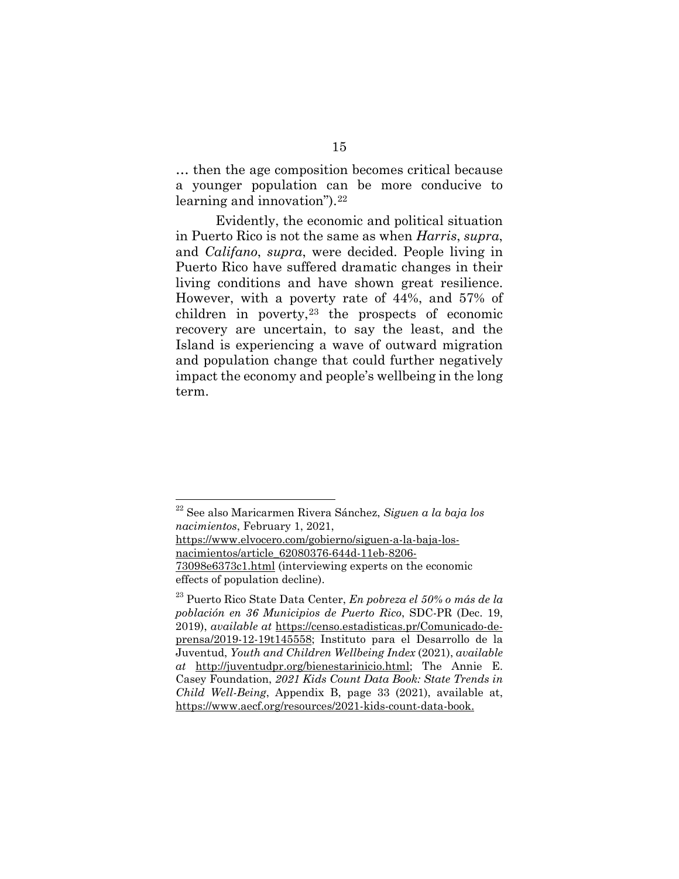… then the age composition becomes critical because a younger population can be more conducive to learning and innovation").[22]

Evidently, the economic and political situation in Puerto Rico is not the same as when *Harris*, *supra*, and *Califano*, *supra*, were decided. People living in Puerto Rico have suffered dramatic changes in their living conditions and have shown great resilience. However, with a poverty rate of 44%, and 57% of children in poverty,[23] the prospects of economic recovery are uncertain, to say the least, and the Island is experiencing a wave of outward migration and population change that could further negatively impact the economy and people's wellbeing in the long term.

---

[22] See also Maricarmen Rivera Sánchez, *Siguen a la baja los nacimientos*, February 1, 2021, https://www.elvocero.com/gobierno/siguen-a-la-baja-los-nacimientos/article_62080376-644d-11eb-8206-73098e6373c1.html (interviewing experts on the economic effects of population decline).

[23] Puerto Rico State Data Center, *En pobreza el 50% o más de la población en 36 Municipios de Puerto Rico*, SDC-PR (Dec. 19, 2019), *available at* https://censo.estadisticas.pr/Comunicado-de-prensa/2019-12-19t145558; Instituto para el Desarrollo de la Juventud, *Youth and Children Wellbeing Index* (2021), *available at* http://juventudpr.org/bienestarinicio.html; The Annie E. Casey Foundation, *2021 Kids Count Data Book: State Trends in Child Well-Being*, Appendix B, page 33 (2021), available at, https://www.aecf.org/resources/2021-kids-count-data-book.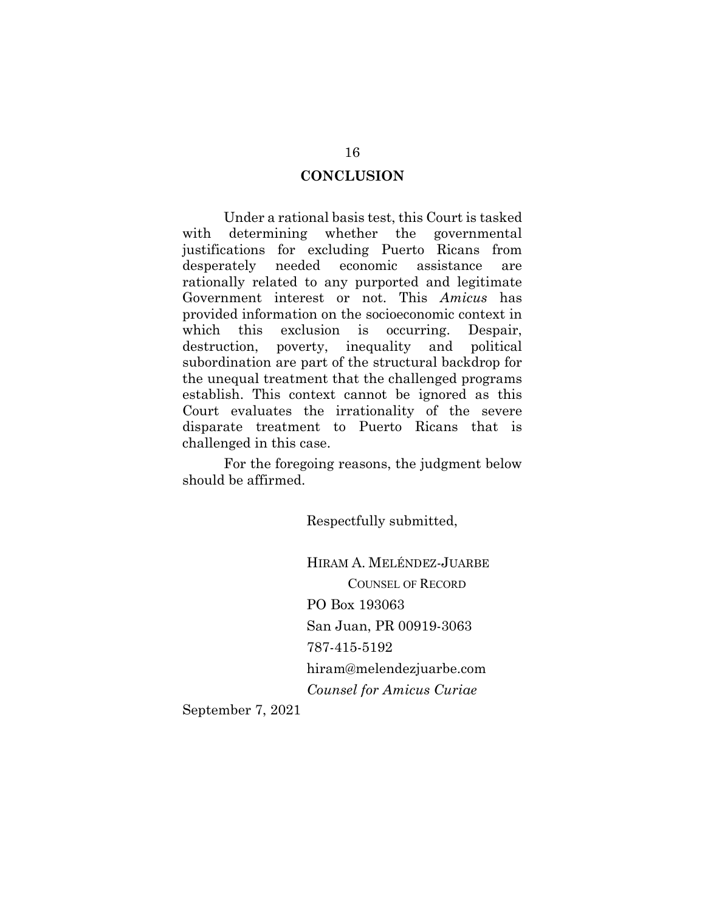## CONCLUSION

Under a rational basis test, this Court is tasked with determining whether the governmental justifications for excluding Puerto Ricans from desperately needed economic assistance are rationally related to any purported and legitimate Government interest or not. This *Amicus* has provided information on the socioeconomic context in which this exclusion is occurring. Despair, destruction, poverty, inequality and political subordination are part of the structural backdrop for the unequal treatment that the challenged programs establish. This context cannot be ignored as this Court evaluates the irrationality of the severe disparate treatment to Puerto Ricans that is challenged in this case.

For the foregoing reasons, the judgment below should be affirmed.

Respectfully submitted,

HIRAM A. MELÉNDEZ-JUARBE
COUNSEL OF RECORD
PO Box 193063
San Juan, PR 00919-3063
787-415-5192
hiram@melendezjuarbe.com
*Counsel for Amicus Curiae*

September 7, 2021